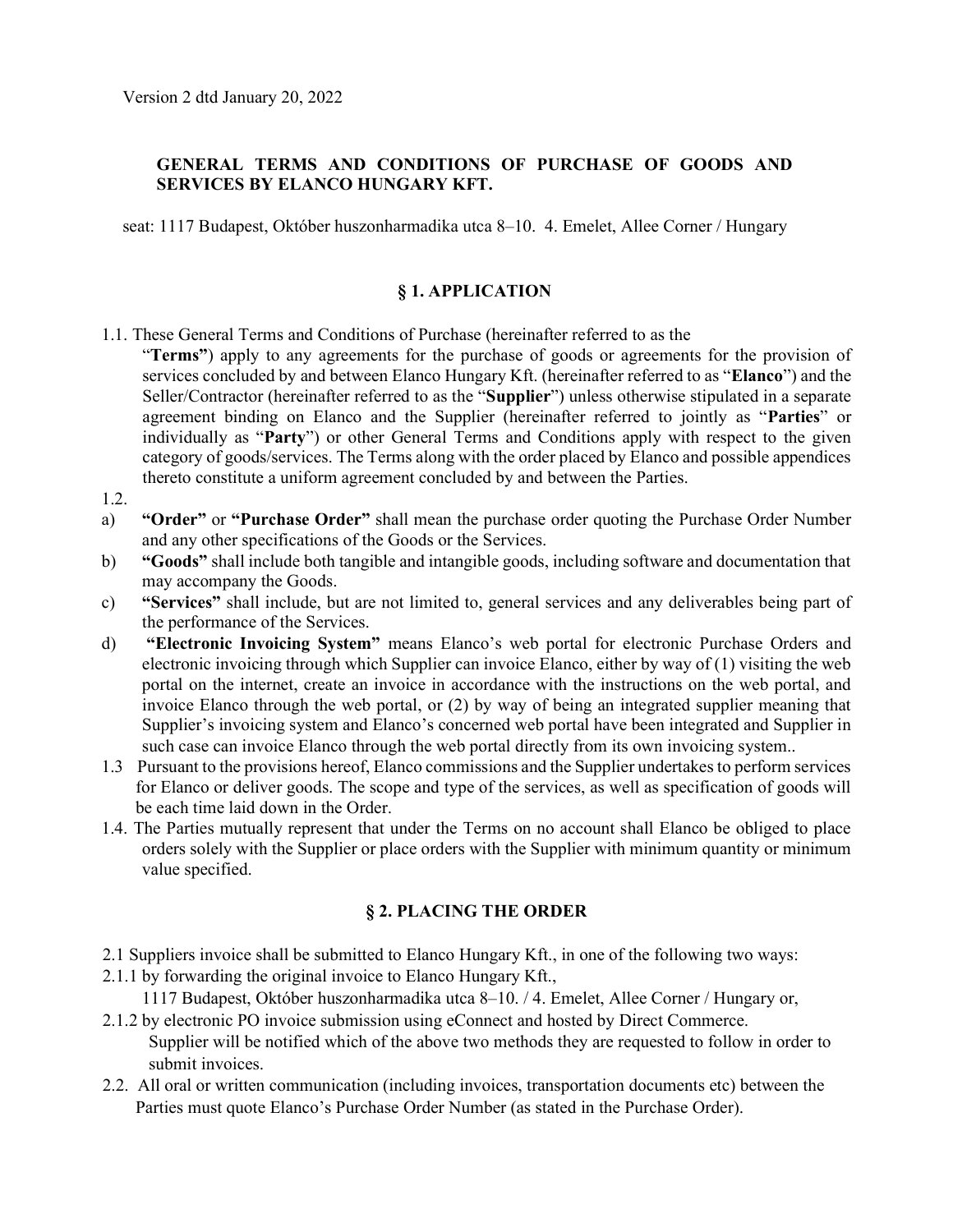Version 2 dtd January 20, 2022

# GENERAL TERMS AND CONDITIONS OF PURCHASE OF GOODS AND SERVICES BY ELANCO HUNGARY KFT.

seat: 1117 Budapest, Október huszonharmadika utca 8–10. 4. Emelet, Allee Corner / Hungary

## § 1. APPLICATION

1.1. These General Terms and Conditions of Purchase (hereinafter referred to as the "**Terms"**) apply to any agreements for the purchase of goods or agreements for the provision of services concluded by and between Elanco Hungary Kft. (hereinafter referred to as "**Elanco**") and the Seller/Contractor (hereinafter referred to as the "**Supplier**") unless otherwise stipulated in a separate agreement binding on Elanco and the Supplier (hereinafter referred to jointly as "**Parties**" or individually as "**Party**") or other General Terms and Conditions apply with respect to the given category of goods/services. The Terms along with the order placed by Elanco and possible appendices thereto constitute a uniform agreement concluded by and between the Parties.

1.2.

a) **"Order"** or **"Purchase Order"** shall mean the purchase order quoting the Purchase Order Number and any other specifications of the Goods or the Services.

b) **"Goods"** shall include both tangible and intangible goods, including software and documentation that may accompany the Goods.

c) **"Services"** shall include, but are not limited to, general services and any deliverables being part of the performance of the Services.

d) **"Electronic Invoicing System"** means Elanco's web portal for electronic Purchase Orders and electronic invoicing through which Supplier can invoice Elanco, either by way of (1) visiting the web portal on the internet, create an invoice in accordance with the instructions on the web portal, and invoice Elanco through the web portal, or (2) by way of being an integrated supplier meaning that Supplier's invoicing system and Elanco's concerned web portal have been integrated and Supplier in such case can invoice Elanco through the web portal directly from its own invoicing system..

1.3 Pursuant to the provisions hereof, Elanco commissions and the Supplier undertakes to perform services for Elanco or deliver goods. The scope and type of the services, as well as specification of goods will be each time laid down in the Order.

1.4. The Parties mutually represent that under the Terms on no account shall Elanco be obliged to place orders solely with the Supplier or place orders with the Supplier with minimum quantity or minimum value specified.

## § 2. PLACING THE ORDER

2.1 Suppliers invoice shall be submitted to Elanco Hungary Kft., in one of the following two ways:

2.1.1 by forwarding the original invoice to Elanco Hungary Kft., 1117 Budapest, Október huszonharmadika utca 8–10. / 4. Emelet, Allee Corner / Hungary or,

2.1.2 by electronic PO invoice submission using eConnect and hosted by Direct Commerce. Supplier will be notified which of the above two methods they are requested to follow in order to submit invoices.

2.2. All oral or written communication (including invoices, transportation documents etc) between the Parties must quote Elanco's Purchase Order Number (as stated in the Purchase Order).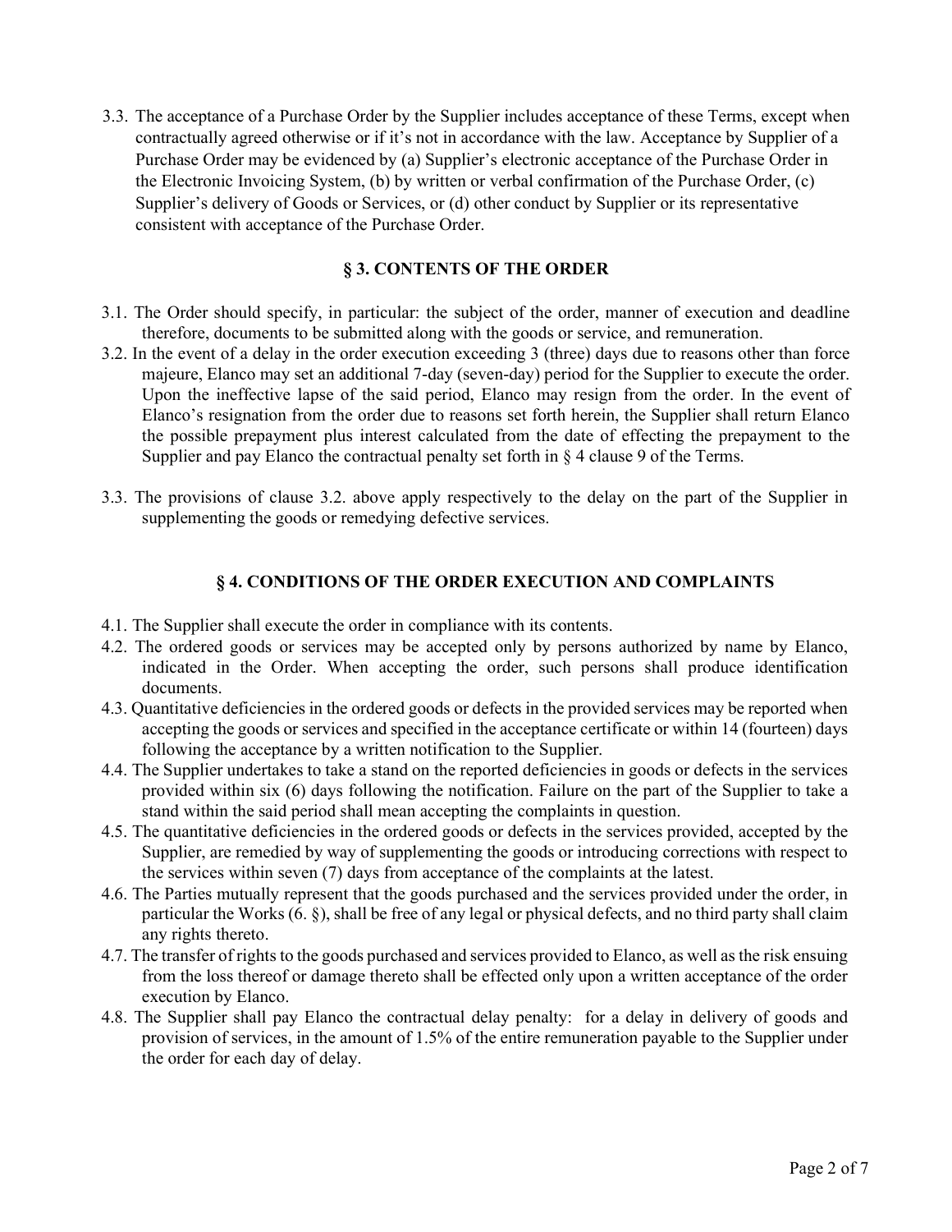3.3. The acceptance of a Purchase Order by the Supplier includes acceptance of these Terms, except when contractually agreed otherwise or if it's not in accordance with the law. Acceptance by Supplier of a Purchase Order may be evidenced by (a) Supplier's electronic acceptance of the Purchase Order in the Electronic Invoicing System, (b) by written or verbal confirmation of the Purchase Order, (c) Supplier's delivery of Goods or Services, or (d) other conduct by Supplier or its representative consistent with acceptance of the Purchase Order.

## § 3. CONTENTS OF THE ORDER

3.1. The Order should specify, in particular: the subject of the order, manner of execution and deadline therefore, documents to be submitted along with the goods or service, and remuneration.

3.2. In the event of a delay in the order execution exceeding 3 (three) days due to reasons other than force majeure, Elanco may set an additional 7-day (seven-day) period for the Supplier to execute the order. Upon the ineffective lapse of the said period, Elanco may resign from the order. In the event of Elanco's resignation from the order due to reasons set forth herein, the Supplier shall return Elanco the possible prepayment plus interest calculated from the date of effecting the prepayment to the Supplier and pay Elanco the contractual penalty set forth in § 4 clause 9 of the Terms.

3.3. The provisions of clause 3.2. above apply respectively to the delay on the part of the Supplier in supplementing the goods or remedying defective services.

## § 4. CONDITIONS OF THE ORDER EXECUTION AND COMPLAINTS

4.1. The Supplier shall execute the order in compliance with its contents.

4.2. The ordered goods or services may be accepted only by persons authorized by name by Elanco, indicated in the Order. When accepting the order, such persons shall produce identification documents.

4.3. Quantitative deficiencies in the ordered goods or defects in the provided services may be reported when accepting the goods or services and specified in the acceptance certificate or within 14 (fourteen) days following the acceptance by a written notification to the Supplier.

4.4. The Supplier undertakes to take a stand on the reported deficiencies in goods or defects in the services provided within six (6) days following the notification. Failure on the part of the Supplier to take a stand within the said period shall mean accepting the complaints in question.

4.5. The quantitative deficiencies in the ordered goods or defects in the services provided, accepted by the Supplier, are remedied by way of supplementing the goods or introducing corrections with respect to the services within seven (7) days from acceptance of the complaints at the latest.

4.6. The Parties mutually represent that the goods purchased and the services provided under the order, in particular the Works (6. §), shall be free of any legal or physical defects, and no third party shall claim any rights thereto.

4.7. The transfer of rights to the goods purchased and services provided to Elanco, as well as the risk ensuing from the loss thereof or damage thereto shall be effected only upon a written acceptance of the order execution by Elanco.

4.8. The Supplier shall pay Elanco the contractual delay penalty: for a delay in delivery of goods and provision of services, in the amount of 1.5% of the entire remuneration payable to the Supplier under the order for each day of delay.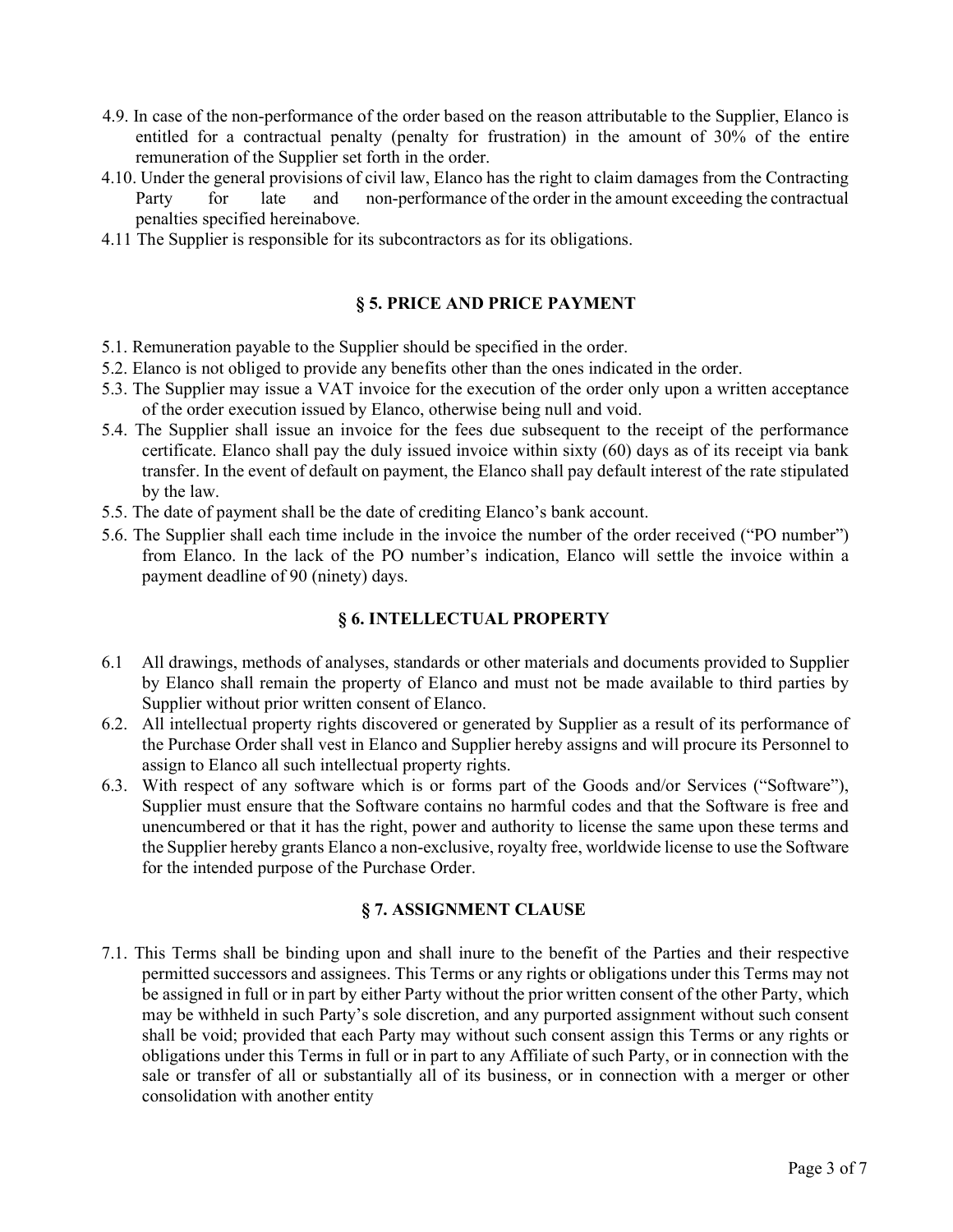4.9. In case of the non-performance of the order based on the reason attributable to the Supplier, Elanco is entitled for a contractual penalty (penalty for frustration) in the amount of 30% of the entire remuneration of the Supplier set forth in the order.

4.10. Under the general provisions of civil law, Elanco has the right to claim damages from the Contracting Party for late and non-performance of the order in the amount exceeding the contractual penalties specified hereinabove.

4.11 The Supplier is responsible for its subcontractors as for its obligations.

## § 5. PRICE AND PRICE PAYMENT

5.1. Remuneration payable to the Supplier should be specified in the order.

5.2. Elanco is not obliged to provide any benefits other than the ones indicated in the order.

5.3. The Supplier may issue a VAT invoice for the execution of the order only upon a written acceptance of the order execution issued by Elanco, otherwise being null and void.

5.4. The Supplier shall issue an invoice for the fees due subsequent to the receipt of the performance certificate. Elanco shall pay the duly issued invoice within sixty (60) days as of its receipt via bank transfer. In the event of default on payment, the Elanco shall pay default interest of the rate stipulated by the law.

5.5. The date of payment shall be the date of crediting Elanco's bank account.

5.6. The Supplier shall each time include in the invoice the number of the order received ("PO number") from Elanco. In the lack of the PO number's indication, Elanco will settle the invoice within a payment deadline of 90 (ninety) days.

## § 6. INTELLECTUAL PROPERTY

6.1 All drawings, methods of analyses, standards or other materials and documents provided to Supplier by Elanco shall remain the property of Elanco and must not be made available to third parties by Supplier without prior written consent of Elanco.

6.2. All intellectual property rights discovered or generated by Supplier as a result of its performance of the Purchase Order shall vest in Elanco and Supplier hereby assigns and will procure its Personnel to assign to Elanco all such intellectual property rights.

6.3. With respect of any software which is or forms part of the Goods and/or Services ("Software"), Supplier must ensure that the Software contains no harmful codes and that the Software is free and unencumbered or that it has the right, power and authority to license the same upon these terms and the Supplier hereby grants Elanco a non-exclusive, royalty free, worldwide license to use the Software for the intended purpose of the Purchase Order.

## § 7. ASSIGNMENT CLAUSE

7.1. This Terms shall be binding upon and shall inure to the benefit of the Parties and their respective permitted successors and assignees. This Terms or any rights or obligations under this Terms may not be assigned in full or in part by either Party without the prior written consent of the other Party, which may be withheld in such Party's sole discretion, and any purported assignment without such consent shall be void; provided that each Party may without such consent assign this Terms or any rights or obligations under this Terms in full or in part to any Affiliate of such Party, or in connection with the sale or transfer of all or substantially all of its business, or in connection with a merger or other consolidation with another entity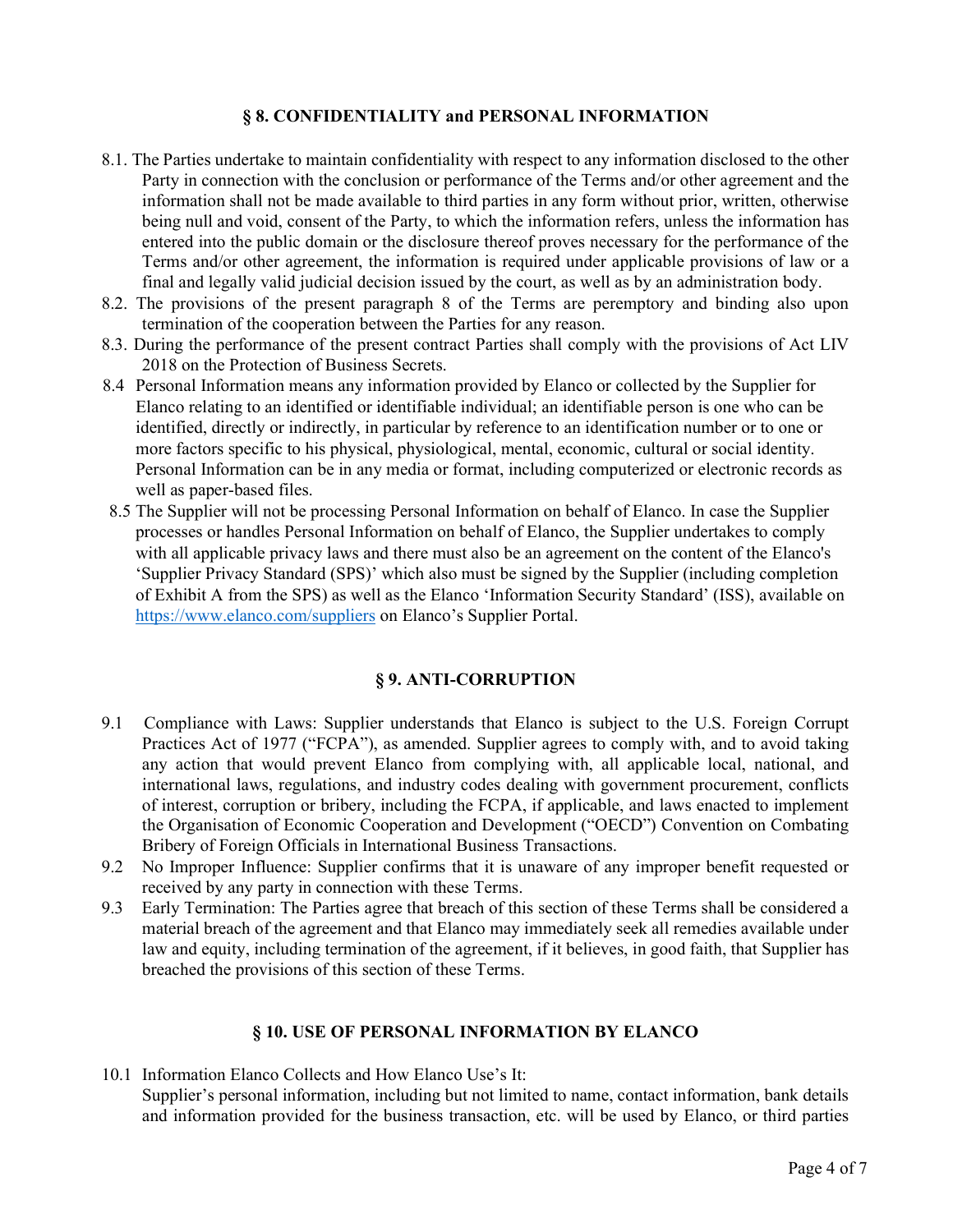## § 8. CONFIDENTIALITY and PERSONAL INFORMATION

8.1. The Parties undertake to maintain confidentiality with respect to any information disclosed to the other Party in connection with the conclusion or performance of the Terms and/or other agreement and the information shall not be made available to third parties in any form without prior, written, otherwise being null and void, consent of the Party, to which the information refers, unless the information has entered into the public domain or the disclosure thereof proves necessary for the performance of the Terms and/or other agreement, the information is required under applicable provisions of law or a final and legally valid judicial decision issued by the court, as well as by an administration body.

8.2. The provisions of the present paragraph 8 of the Terms are peremptory and binding also upon termination of the cooperation between the Parties for any reason.

8.3. During the performance of the present contract Parties shall comply with the provisions of Act LIV 2018 on the Protection of Business Secrets.

8.4 Personal Information means any information provided by Elanco or collected by the Supplier for Elanco relating to an identified or identifiable individual; an identifiable person is one who can be identified, directly or indirectly, in particular by reference to an identification number or to one or more factors specific to his physical, physiological, mental, economic, cultural or social identity. Personal Information can be in any media or format, including computerized or electronic records as well as paper-based files.

8.5 The Supplier will not be processing Personal Information on behalf of Elanco. In case the Supplier processes or handles Personal Information on behalf of Elanco, the Supplier undertakes to comply with all applicable privacy laws and there must also be an agreement on the content of the Elanco's 'Supplier Privacy Standard (SPS)' which also must be signed by the Supplier (including completion of Exhibit A from the SPS) as well as the Elanco 'Information Security Standard' (ISS), available on https://www.elanco.com/suppliers on Elanco's Supplier Portal.

## § 9. ANTI-CORRUPTION

9.1 Compliance with Laws: Supplier understands that Elanco is subject to the U.S. Foreign Corrupt Practices Act of 1977 ("FCPA"), as amended. Supplier agrees to comply with, and to avoid taking any action that would prevent Elanco from complying with, all applicable local, national, and international laws, regulations, and industry codes dealing with government procurement, conflicts of interest, corruption or bribery, including the FCPA, if applicable, and laws enacted to implement the Organisation of Economic Cooperation and Development ("OECD") Convention on Combating Bribery of Foreign Officials in International Business Transactions.

9.2 No Improper Influence: Supplier confirms that it is unaware of any improper benefit requested or received by any party in connection with these Terms.

9.3 Early Termination: The Parties agree that breach of this section of these Terms shall be considered a material breach of the agreement and that Elanco may immediately seek all remedies available under law and equity, including termination of the agreement, if it believes, in good faith, that Supplier has breached the provisions of this section of these Terms.

## § 10. USE OF PERSONAL INFORMATION BY ELANCO

10.1 Information Elanco Collects and How Elanco Use's It:
Supplier's personal information, including but not limited to name, contact information, bank details and information provided for the business transaction, etc. will be used by Elanco, or third parties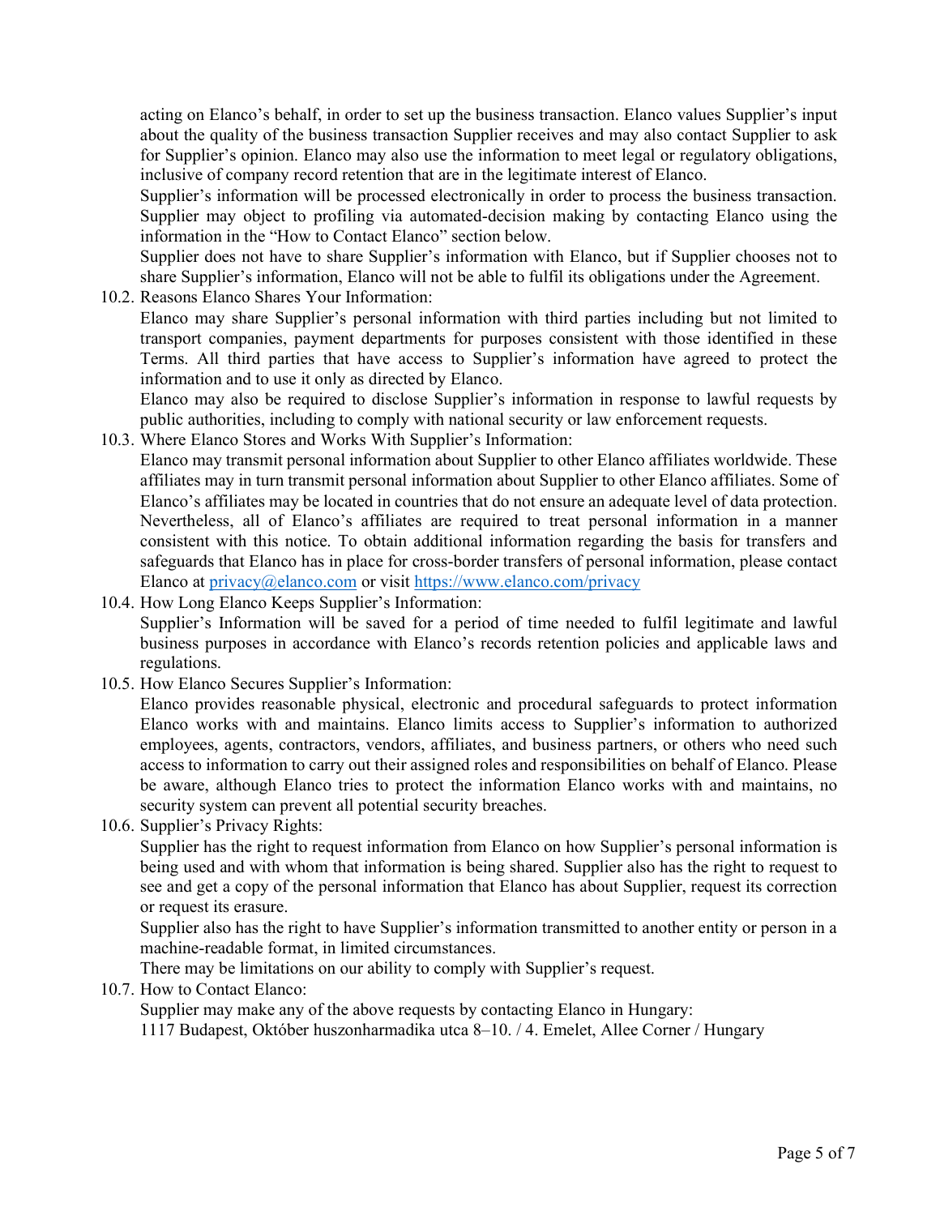acting on Elanco's behalf, in order to set up the business transaction. Elanco values Supplier's input about the quality of the business transaction Supplier receives and may also contact Supplier to ask for Supplier's opinion. Elanco may also use the information to meet legal or regulatory obligations, inclusive of company record retention that are in the legitimate interest of Elanco.

Supplier's information will be processed electronically in order to process the business transaction. Supplier may object to profiling via automated-decision making by contacting Elanco using the information in the "How to Contact Elanco" section below.

Supplier does not have to share Supplier's information with Elanco, but if Supplier chooses not to share Supplier's information, Elanco will not be able to fulfil its obligations under the Agreement.

10.2. Reasons Elanco Shares Your Information:

Elanco may share Supplier's personal information with third parties including but not limited to transport companies, payment departments for purposes consistent with those identified in these Terms. All third parties that have access to Supplier's information have agreed to protect the information and to use it only as directed by Elanco.

Elanco may also be required to disclose Supplier's information in response to lawful requests by public authorities, including to comply with national security or law enforcement requests.

10.3. Where Elanco Stores and Works With Supplier's Information:

Elanco may transmit personal information about Supplier to other Elanco affiliates worldwide. These affiliates may in turn transmit personal information about Supplier to other Elanco affiliates. Some of Elanco's affiliates may be located in countries that do not ensure an adequate level of data protection. Nevertheless, all of Elanco's affiliates are required to treat personal information in a manner consistent with this notice. To obtain additional information regarding the basis for transfers and safeguards that Elanco has in place for cross-border transfers of personal information, please contact Elanco at [privacy@elanco.com](mailto:privacy@elanco.com) or visit [https://www.elanco.com/privacy](https://www.elanco.com/privacy)

10.4. How Long Elanco Keeps Supplier's Information:

Supplier's Information will be saved for a period of time needed to fulfil legitimate and lawful business purposes in accordance with Elanco's records retention policies and applicable laws and regulations.

10.5. How Elanco Secures Supplier's Information:

Elanco provides reasonable physical, electronic and procedural safeguards to protect information Elanco works with and maintains. Elanco limits access to Supplier's information to authorized employees, agents, contractors, vendors, affiliates, and business partners, or others who need such access to information to carry out their assigned roles and responsibilities on behalf of Elanco. Please be aware, although Elanco tries to protect the information Elanco works with and maintains, no security system can prevent all potential security breaches.

10.6. Supplier's Privacy Rights:

Supplier has the right to request information from Elanco on how Supplier's personal information is being used and with whom that information is being shared. Supplier also has the right to request to see and get a copy of the personal information that Elanco has about Supplier, request its correction or request its erasure.

Supplier also has the right to have Supplier's information transmitted to another entity or person in a machine-readable format, in limited circumstances.

There may be limitations on our ability to comply with Supplier's request.

10.7. How to Contact Elanco:

Supplier may make any of the above requests by contacting Elanco in Hungary:

1117 Budapest, Október huszonharmadika utca 8–10. / 4. Emelet, Allee Corner / Hungary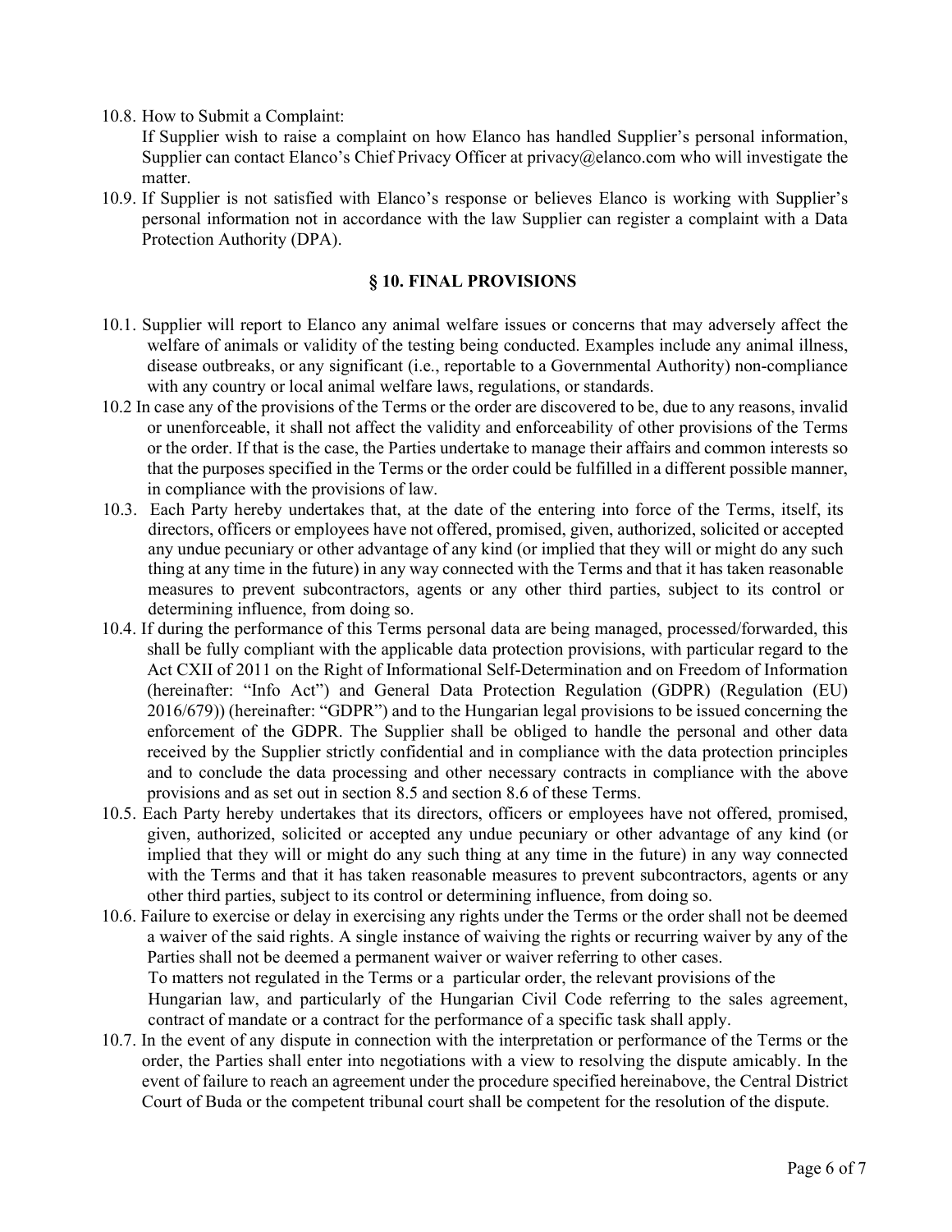10.8. How to Submit a Complaint:
If Supplier wish to raise a complaint on how Elanco has handled Supplier's personal information, Supplier can contact Elanco's Chief Privacy Officer at privacy@elanco.com who will investigate the matter.

10.9. If Supplier is not satisfied with Elanco's response or believes Elanco is working with Supplier's personal information not in accordance with the law Supplier can register a complaint with a Data Protection Authority (DPA).

## § 10. FINAL PROVISIONS

10.1. Supplier will report to Elanco any animal welfare issues or concerns that may adversely affect the welfare of animals or validity of the testing being conducted. Examples include any animal illness, disease outbreaks, or any significant (i.e., reportable to a Governmental Authority) non-compliance with any country or local animal welfare laws, regulations, or standards.

10.2 In case any of the provisions of the Terms or the order are discovered to be, due to any reasons, invalid or unenforceable, it shall not affect the validity and enforceability of other provisions of the Terms or the order. If that is the case, the Parties undertake to manage their affairs and common interests so that the purposes specified in the Terms or the order could be fulfilled in a different possible manner, in compliance with the provisions of law.

10.3. Each Party hereby undertakes that, at the date of the entering into force of the Terms, itself, its directors, officers or employees have not offered, promised, given, authorized, solicited or accepted any undue pecuniary or other advantage of any kind (or implied that they will or might do any such thing at any time in the future) in any way connected with the Terms and that it has taken reasonable measures to prevent subcontractors, agents or any other third parties, subject to its control or determining influence, from doing so.

10.4. If during the performance of this Terms personal data are being managed, processed/forwarded, this shall be fully compliant with the applicable data protection provisions, with particular regard to the Act CXII of 2011 on the Right of Informational Self-Determination and on Freedom of Information (hereinafter: "Info Act") and General Data Protection Regulation (GDPR) (Regulation (EU) 2016/679)) (hereinafter: "GDPR") and to the Hungarian legal provisions to be issued concerning the enforcement of the GDPR. The Supplier shall be obliged to handle the personal and other data received by the Supplier strictly confidential and in compliance with the data protection principles and to conclude the data processing and other necessary contracts in compliance with the above provisions and as set out in section 8.5 and section 8.6 of these Terms.

10.5. Each Party hereby undertakes that its directors, officers or employees have not offered, promised, given, authorized, solicited or accepted any undue pecuniary or other advantage of any kind (or implied that they will or might do any such thing at any time in the future) in any way connected with the Terms and that it has taken reasonable measures to prevent subcontractors, agents or any other third parties, subject to its control or determining influence, from doing so.

10.6. Failure to exercise or delay in exercising any rights under the Terms or the order shall not be deemed a waiver of the said rights. A single instance of waiving the rights or recurring waiver by any of the Parties shall not be deemed a permanent waiver or waiver referring to other cases.
To matters not regulated in the Terms or a particular order, the relevant provisions of the Hungarian law, and particularly of the Hungarian Civil Code referring to the sales agreement, contract of mandate or a contract for the performance of a specific task shall apply.

10.7. In the event of any dispute in connection with the interpretation or performance of the Terms or the order, the Parties shall enter into negotiations with a view to resolving the dispute amicably. In the event of failure to reach an agreement under the procedure specified hereinabove, the Central District Court of Buda or the competent tribunal court shall be competent for the resolution of the dispute.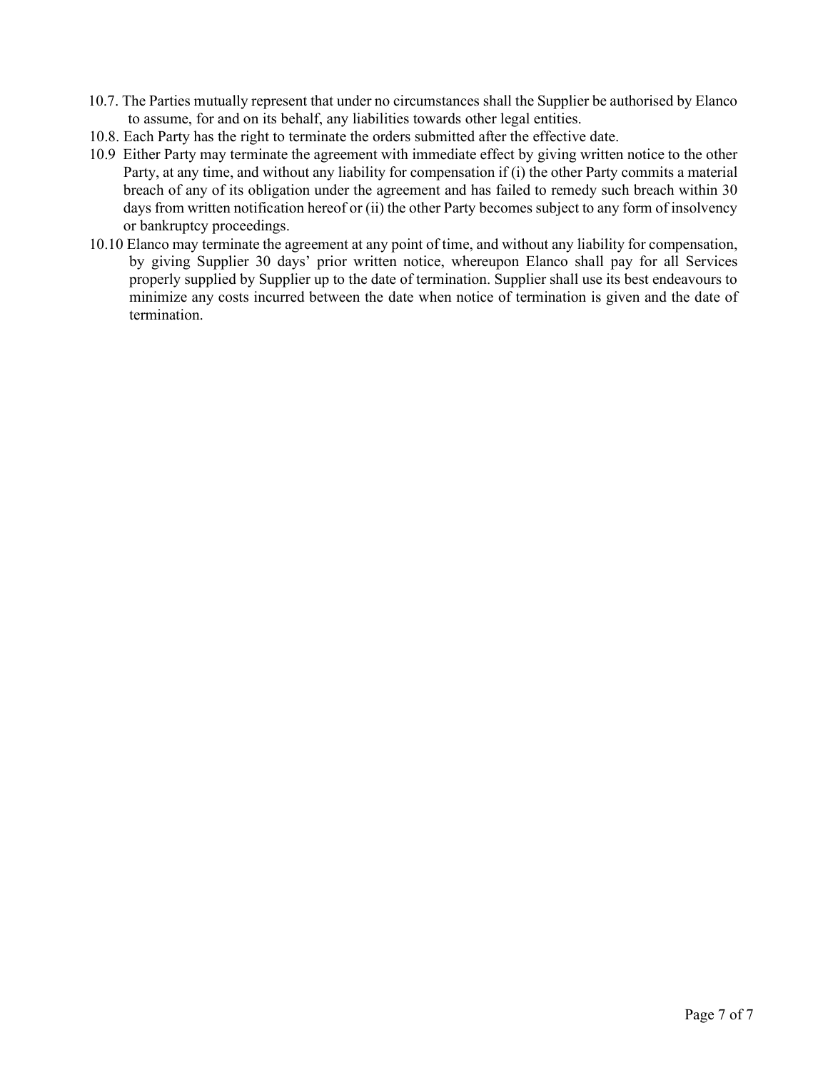10.7. The Parties mutually represent that under no circumstances shall the Supplier be authorised by Elanco to assume, for and on its behalf, any liabilities towards other legal entities.

10.8. Each Party has the right to terminate the orders submitted after the effective date.

10.9 Either Party may terminate the agreement with immediate effect by giving written notice to the other Party, at any time, and without any liability for compensation if (i) the other Party commits a material breach of any of its obligation under the agreement and has failed to remedy such breach within 30 days from written notification hereof or (ii) the other Party becomes subject to any form of insolvency or bankruptcy proceedings.

10.10 Elanco may terminate the agreement at any point of time, and without any liability for compensation, by giving Supplier 30 days' prior written notice, whereupon Elanco shall pay for all Services properly supplied by Supplier up to the date of termination. Supplier shall use its best endeavours to minimize any costs incurred between the date when notice of termination is given and the date of termination.